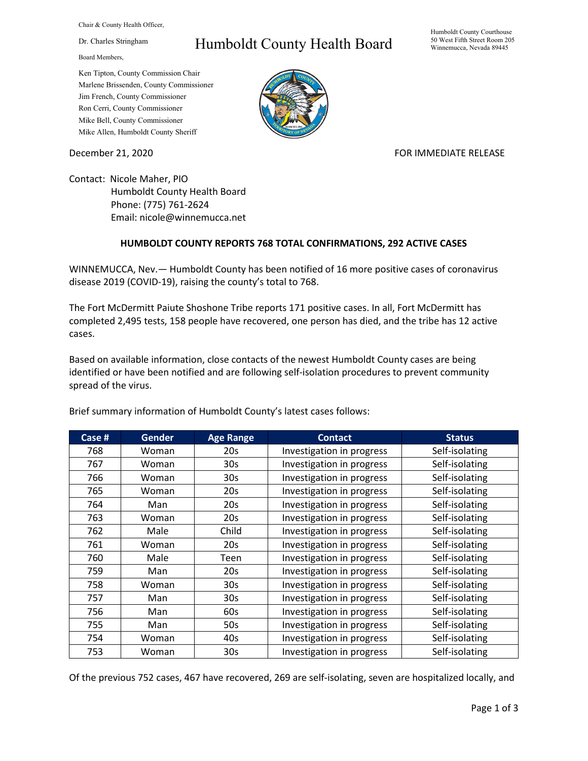Chair & County Health Officer,

Dr. Charles Stringham

Board Members,

Ken Tipton, County Commission Chair
Marlene Brissenden, County Commissioner
Jim French, County Commissioner
Ron Cerri, County Commissioner
Mike Bell, County Commissioner
Mike Allen, Humboldt County Sheriff

# Humboldt County Health Board

Humboldt County Courthouse
50 West Fifth Street Room 205
Winnemucca, Nevada 89445

December 21, 2020

FOR IMMEDIATE RELEASE

Contact: Nicole Maher, PIO
Humboldt County Health Board
Phone: (775) 761-2624
Email: nicole@winnemucca.net

**HUMBOLDT COUNTY REPORTS 768 TOTAL CONFIRMATIONS, 292 ACTIVE CASES**

WINNEMUCCA, Nev.— Humboldt County has been notified of 16 more positive cases of coronavirus disease 2019 (COVID-19), raising the county's total to 768.

The Fort McDermitt Paiute Shoshone Tribe reports 171 positive cases. In all, Fort McDermitt has completed 2,495 tests, 158 people have recovered, one person has died, and the tribe has 12 active cases.

Based on available information, close contacts of the newest Humboldt County cases are being identified or have been notified and are following self-isolation procedures to prevent community spread of the virus.

Brief summary information of Humboldt County's latest cases follows:

| Case # | Gender | Age Range | Contact | Status |
|---|---|---|---|---|
| 768 | Woman | 20s | Investigation in progress | Self-isolating |
| 767 | Woman | 30s | Investigation in progress | Self-isolating |
| 766 | Woman | 30s | Investigation in progress | Self-isolating |
| 765 | Woman | 20s | Investigation in progress | Self-isolating |
| 764 | Man | 20s | Investigation in progress | Self-isolating |
| 763 | Woman | 20s | Investigation in progress | Self-isolating |
| 762 | Male | Child | Investigation in progress | Self-isolating |
| 761 | Woman | 20s | Investigation in progress | Self-isolating |
| 760 | Male | Teen | Investigation in progress | Self-isolating |
| 759 | Man | 20s | Investigation in progress | Self-isolating |
| 758 | Woman | 30s | Investigation in progress | Self-isolating |
| 757 | Man | 30s | Investigation in progress | Self-isolating |
| 756 | Man | 60s | Investigation in progress | Self-isolating |
| 755 | Man | 50s | Investigation in progress | Self-isolating |
| 754 | Woman | 40s | Investigation in progress | Self-isolating |
| 753 | Woman | 30s | Investigation in progress | Self-isolating |

Of the previous 752 cases, 467 have recovered, 269 are self-isolating, seven are hospitalized locally, and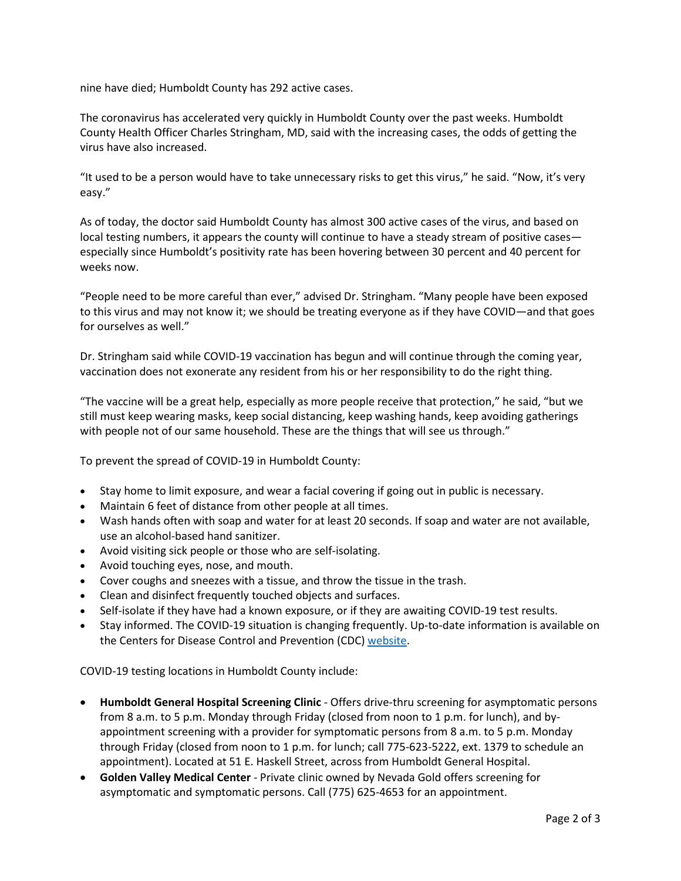nine have died; Humboldt County has 292 active cases.

The coronavirus has accelerated very quickly in Humboldt County over the past weeks. Humboldt County Health Officer Charles Stringham, MD, said with the increasing cases, the odds of getting the virus have also increased.

“It used to be a person would have to take unnecessary risks to get this virus,” he said. “Now, it’s very easy.”

As of today, the doctor said Humboldt County has almost 300 active cases of the virus, and based on local testing numbers, it appears the county will continue to have a steady stream of positive cases—especially since Humboldt’s positivity rate has been hovering between 30 percent and 40 percent for weeks now.

“People need to be more careful than ever,” advised Dr. Stringham. “Many people have been exposed to this virus and may not know it; we should be treating everyone as if they have COVID—and that goes for ourselves as well.”

Dr. Stringham said while COVID-19 vaccination has begun and will continue through the coming year, vaccination does not exonerate any resident from his or her responsibility to do the right thing.

“The vaccine will be a great help, especially as more people receive that protection,” he said, “but we still must keep wearing masks, keep social distancing, keep washing hands, keep avoiding gatherings with people not of our same household. These are the things that will see us through.”

To prevent the spread of COVID-19 in Humboldt County:

- Stay home to limit exposure, and wear a facial covering if going out in public is necessary.
- Maintain 6 feet of distance from other people at all times.
- Wash hands often with soap and water for at least 20 seconds. If soap and water are not available, use an alcohol-based hand sanitizer.
- Avoid visiting sick people or those who are self-isolating.
- Avoid touching eyes, nose, and mouth.
- Cover coughs and sneezes with a tissue, and throw the tissue in the trash.
- Clean and disinfect frequently touched objects and surfaces.
- Self-isolate if they have had a known exposure, or if they are awaiting COVID-19 test results.
- Stay informed. The COVID-19 situation is changing frequently. Up-to-date information is available on the Centers for Disease Control and Prevention (CDC) website.

COVID-19 testing locations in Humboldt County include:

- **Humboldt General Hospital Screening Clinic** - Offers drive-thru screening for asymptomatic persons from 8 a.m. to 5 p.m. Monday through Friday (closed from noon to 1 p.m. for lunch), and by-appointment screening with a provider for symptomatic persons from 8 a.m. to 5 p.m. Monday through Friday (closed from noon to 1 p.m. for lunch; call 775-623-5222, ext. 1379 to schedule an appointment). Located at 51 E. Haskell Street, across from Humboldt General Hospital.
- **Golden Valley Medical Center** - Private clinic owned by Nevada Gold offers screening for asymptomatic and symptomatic persons. Call (775) 625-4653 for an appointment.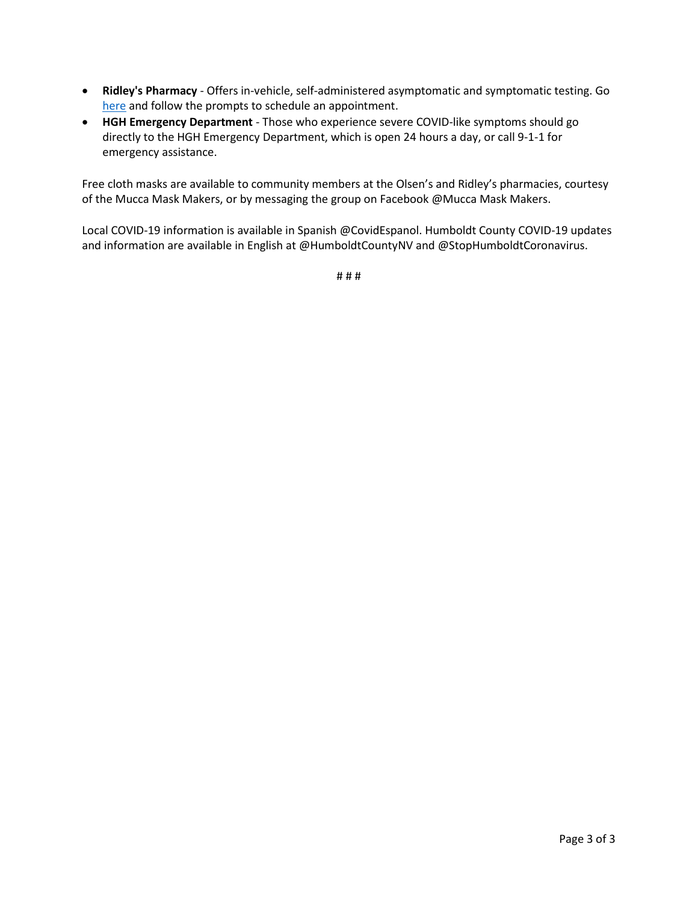- **Ridley's Pharmacy** - Offers in-vehicle, self-administered asymptomatic and symptomatic testing. Go here and follow the prompts to schedule an appointment.
- **HGH Emergency Department** - Those who experience severe COVID-like symptoms should go directly to the HGH Emergency Department, which is open 24 hours a day, or call 9-1-1 for emergency assistance.

Free cloth masks are available to community members at the Olsen's and Ridley's pharmacies, courtesy of the Mucca Mask Makers, or by messaging the group on Facebook @Mucca Mask Makers.

Local COVID-19 information is available in Spanish @CovidEspanol. Humboldt County COVID-19 updates and information are available in English at @HumboldtCountyNV and @StopHumboldtCoronavirus.

# # #